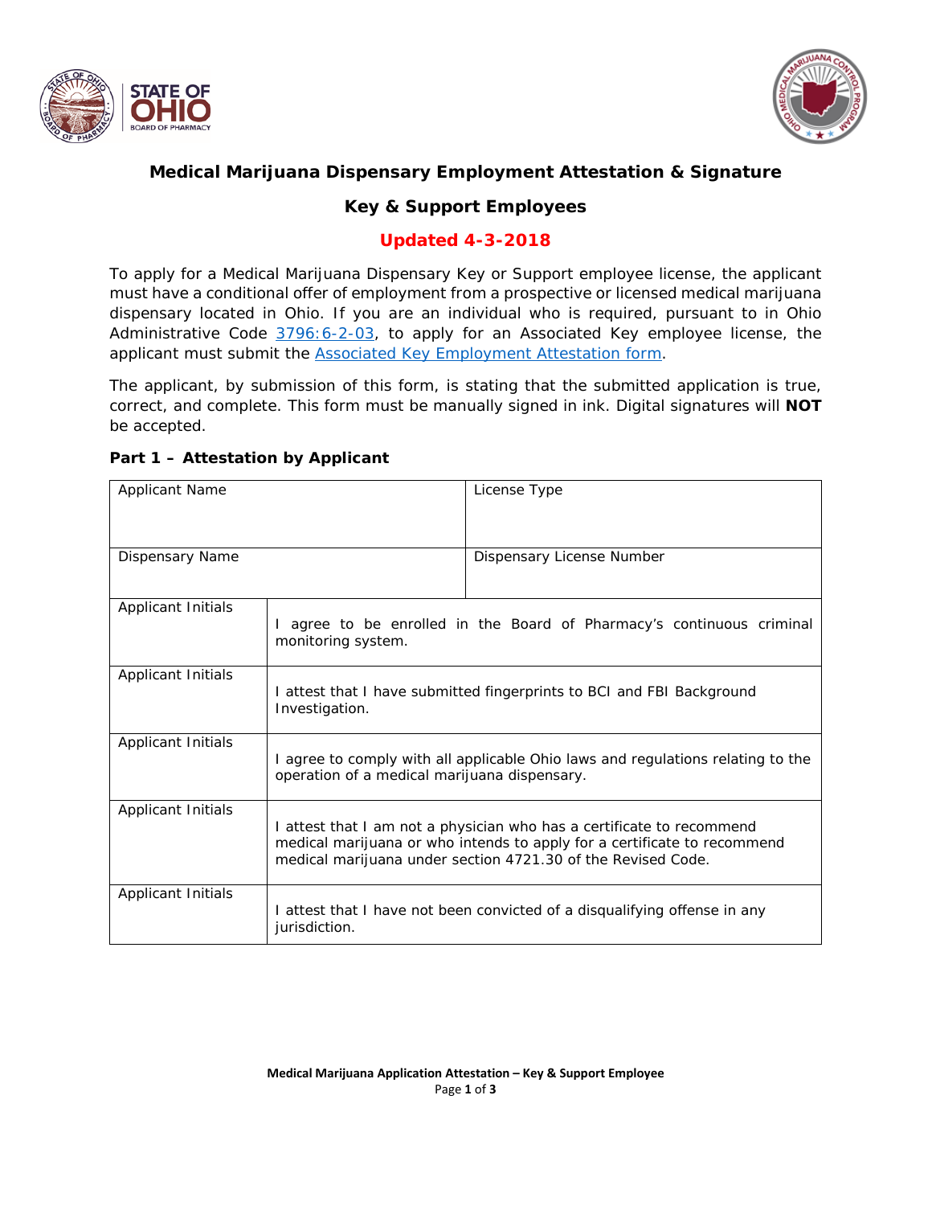# Medical Marijuana Dispensary Employment Attestation & Signature

## Key & Support Employees

**Updated 4-3-2018**

To apply for a Medical Marijuana Dispensary Key or Support employee license, the applicant must have a conditional offer of employment from a prospective or licensed medical marijuana dispensary located in Ohio. If you are an individual who is required, pursuant to in Ohio Administrative Code [3796:6-2-03](), to apply for an Associated Key employee license, the applicant must submit the [Associated Key Employment Attestation form]().

The applicant, by submission of this form, is stating that the submitted application is true, correct, and complete. This form must be manually signed in ink. Digital signatures will **NOT** be accepted.

### Part 1 – Attestation by Applicant

| Applicant Name | License Type |
|---|---|
| Dispensary Name | Dispensary License Number |

| Applicant Initials | |
|---|---|
| | I agree to be enrolled in the Board of Pharmacy's continuous criminal monitoring system. |

| Applicant Initials | |
|---|---|
| | I attest that I have submitted fingerprints to BCI and FBI Background Investigation. |

| Applicant Initials | |
|---|---|
| | I agree to comply with all applicable Ohio laws and regulations relating to the operation of a medical marijuana dispensary. |

| Applicant Initials | |
|---|---|
| | I attest that I am not a physician who has a certificate to recommend medical marijuana or who intends to apply for a certificate to recommend medical marijuana under section 4721.30 of the Revised Code. |

| Applicant Initials | |
|---|---|
| | I attest that I have not been convicted of a disqualifying offense in any jurisdiction. |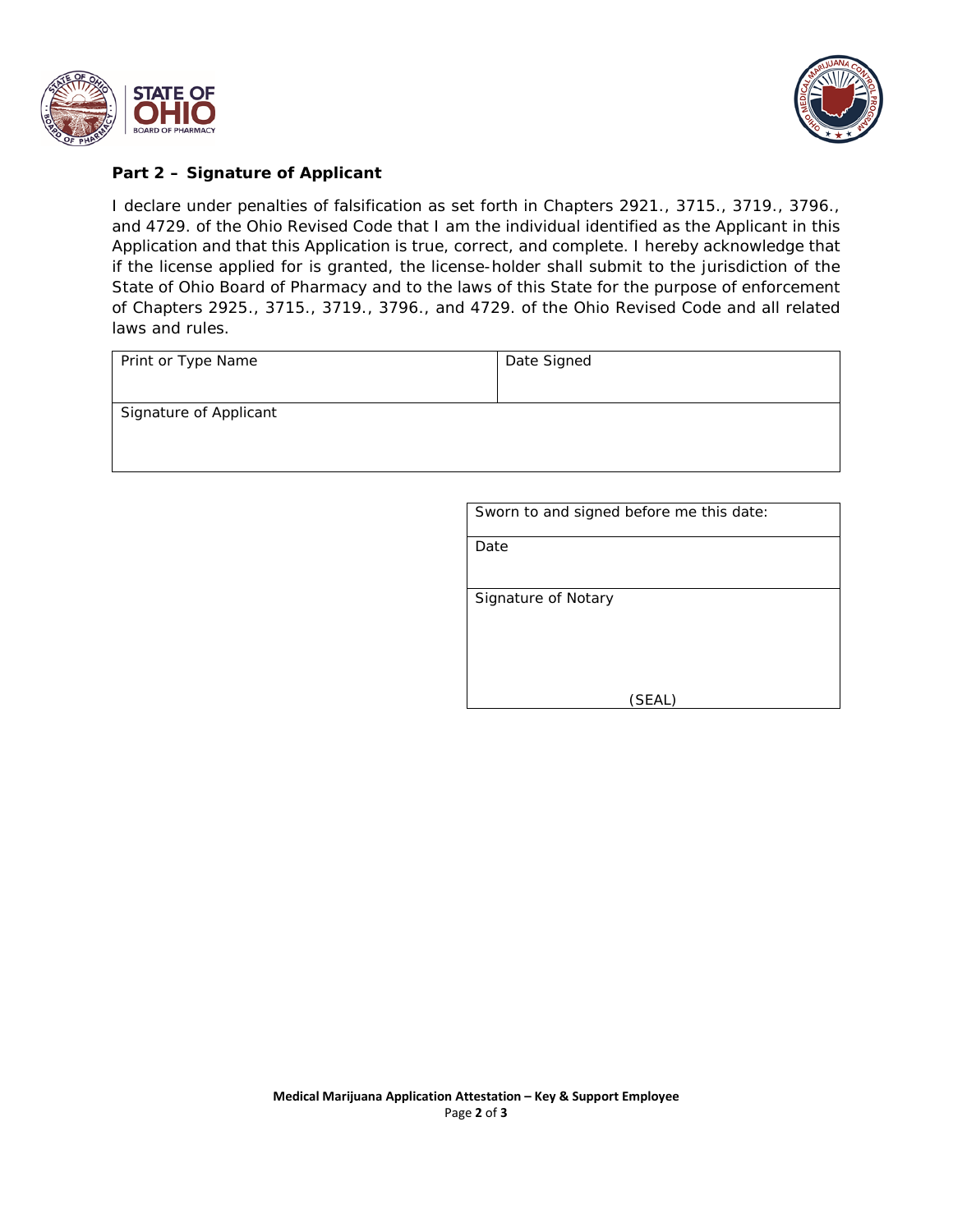## Part 2 – Signature of Applicant

I declare under penalties of falsification as set forth in Chapters 2921., 3715., 3719., 3796., and 4729. of the Ohio Revised Code that I am the individual identified as the Applicant in this Application and that this Application is true, correct, and complete. I hereby acknowledge that if the license applied for is granted, the license-holder shall submit to the jurisdiction of the State of Ohio Board of Pharmacy and to the laws of this State for the purpose of enforcement of Chapters 2925., 3715., 3719., 3796., and 4729. of the Ohio Revised Code and all related laws and rules.

| Print or Type Name | Date Signed |
| --- | --- |
| Signature of Applicant | |

| Sworn to and signed before me this date: |
| --- |
| Date |
| Signature of Notary<br><br>(SEAL) |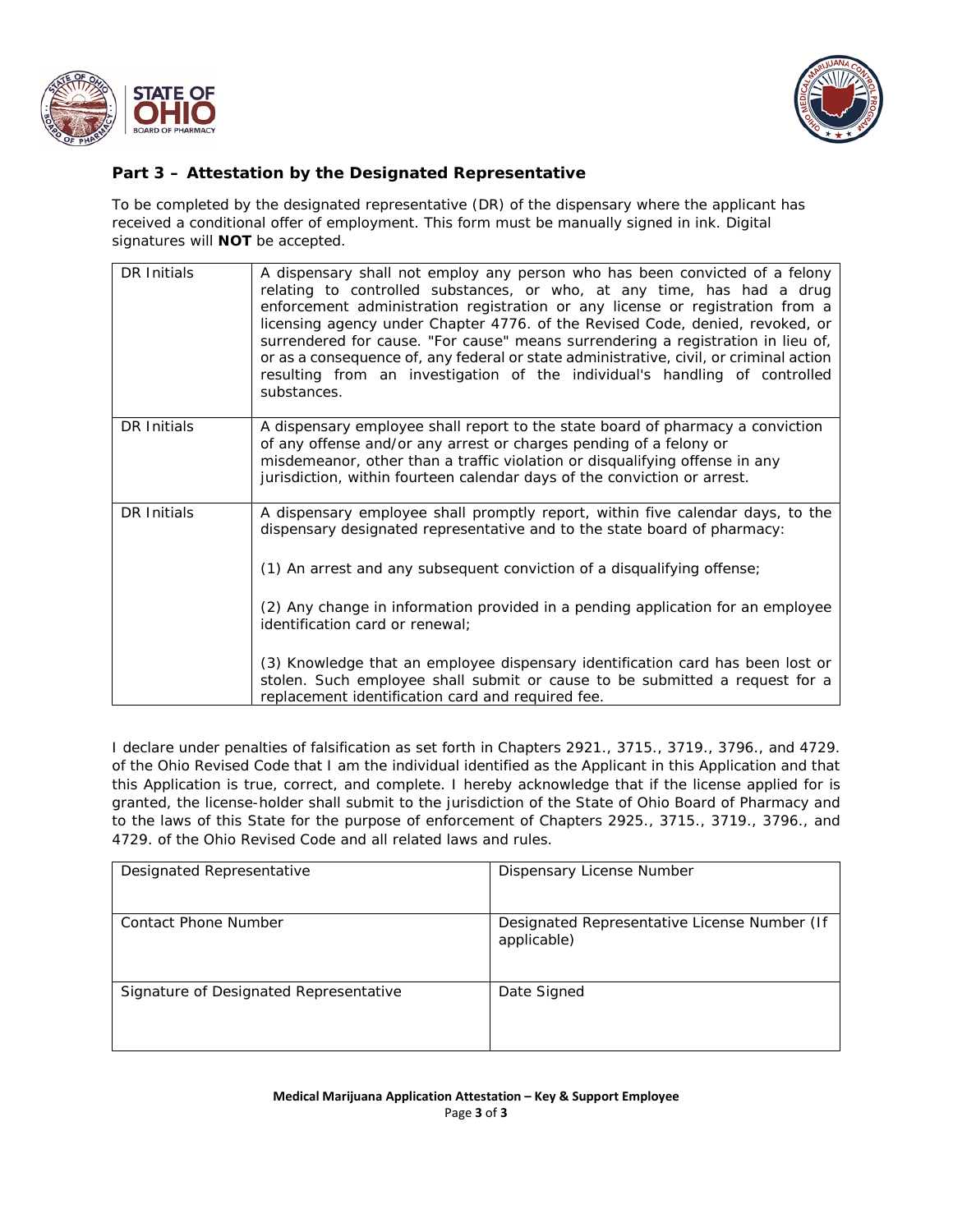## Part 3 – Attestation by the Designated Representative

To be completed by the designated representative (DR) of the dispensary where the applicant has received a conditional offer of employment. This form must be manually signed in ink. Digital signatures will **NOT** be accepted.

| | |
|---|---|
| DR Initials | A dispensary shall not employ any person who has been convicted of a felony relating to controlled substances, or who, at any time, has had a drug enforcement administration registration or any license or registration from a licensing agency under Chapter 4776. of the Revised Code, denied, revoked, or surrendered for cause. "For cause" means surrendering a registration in lieu of, or as a consequence of, any federal or state administrative, civil, or criminal action resulting from an investigation of the individual's handling of controlled substances. |
| DR Initials | A dispensary employee shall report to the state board of pharmacy a conviction of any offense and/or any arrest or charges pending of a felony or misdemeanor, other than a traffic violation or disqualifying offense in any jurisdiction, within fourteen calendar days of the conviction or arrest. |
| DR Initials | A dispensary employee shall promptly report, within five calendar days, to the dispensary designated representative and to the state board of pharmacy:<br><br>(1) An arrest and any subsequent conviction of a disqualifying offense;<br><br>(2) Any change in information provided in a pending application for an employee identification card or renewal;<br><br>(3) Knowledge that an employee dispensary identification card has been lost or stolen. Such employee shall submit or cause to be submitted a request for a replacement identification card and required fee. |

I declare under penalties of falsification as set forth in Chapters 2921., 3715., 3719., 3796., and 4729. of the Ohio Revised Code that I am the individual identified as the Applicant in this Application and that this Application is true, correct, and complete. I hereby acknowledge that if the license applied for is granted, the license-holder shall submit to the jurisdiction of the State of Ohio Board of Pharmacy and to the laws of this State for the purpose of enforcement of Chapters 2925., 3715., 3719., 3796., and 4729. of the Ohio Revised Code and all related laws and rules.

| | |
|---|---|
| Designated Representative | Dispensary License Number |
| Contact Phone Number | Designated Representative License Number (If applicable) |
| Signature of Designated Representative | Date Signed |

**Medical Marijuana Application Attestation – Key & Support Employee**